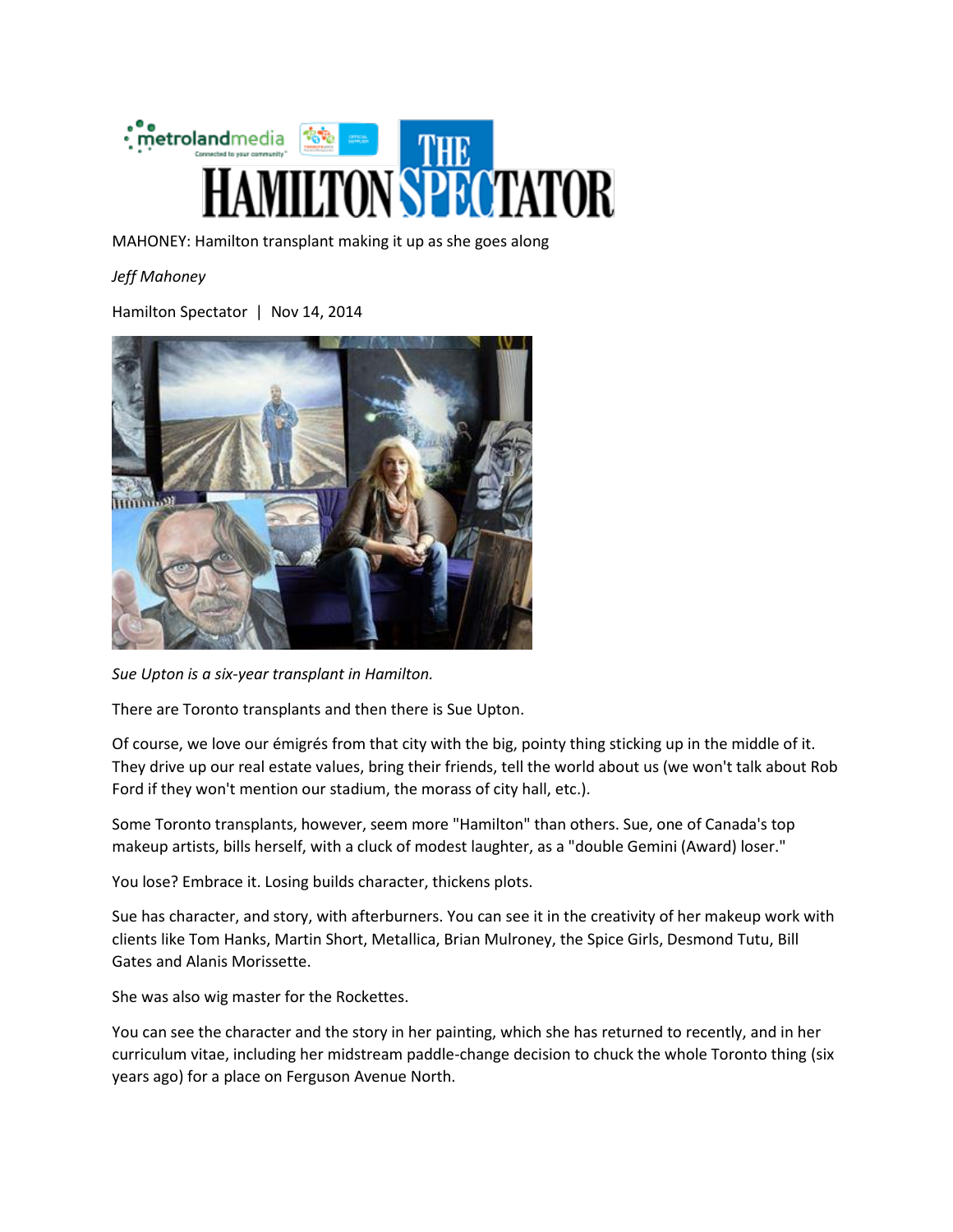MAHONEY: Hamilton transplant making it up as she goes along

*Jeff Mahoney*

Hamilton Spectator | Nov 14, 2014

*Sue Upton is a six-year transplant in Hamilton.*

There are Toronto transplants and then there is Sue Upton.

Of course, we love our émigrés from that city with the big, pointy thing sticking up in the middle of it. They drive up our real estate values, bring their friends, tell the world about us (we won't talk about Rob Ford if they won't mention our stadium, the morass of city hall, etc.).

Some Toronto transplants, however, seem more "Hamilton" than others. Sue, one of Canada's top makeup artists, bills herself, with a cluck of modest laughter, as a "double Gemini (Award) loser."

You lose? Embrace it. Losing builds character, thickens plots.

Sue has character, and story, with afterburners. You can see it in the creativity of her makeup work with clients like Tom Hanks, Martin Short, Metallica, Brian Mulroney, the Spice Girls, Desmond Tutu, Bill Gates and Alanis Morissette.

She was also wig master for the Rockettes.

You can see the character and the story in her painting, which she has returned to recently, and in her curriculum vitae, including her midstream paddle-change decision to chuck the whole Toronto thing (six years ago) for a place on Ferguson Avenue North.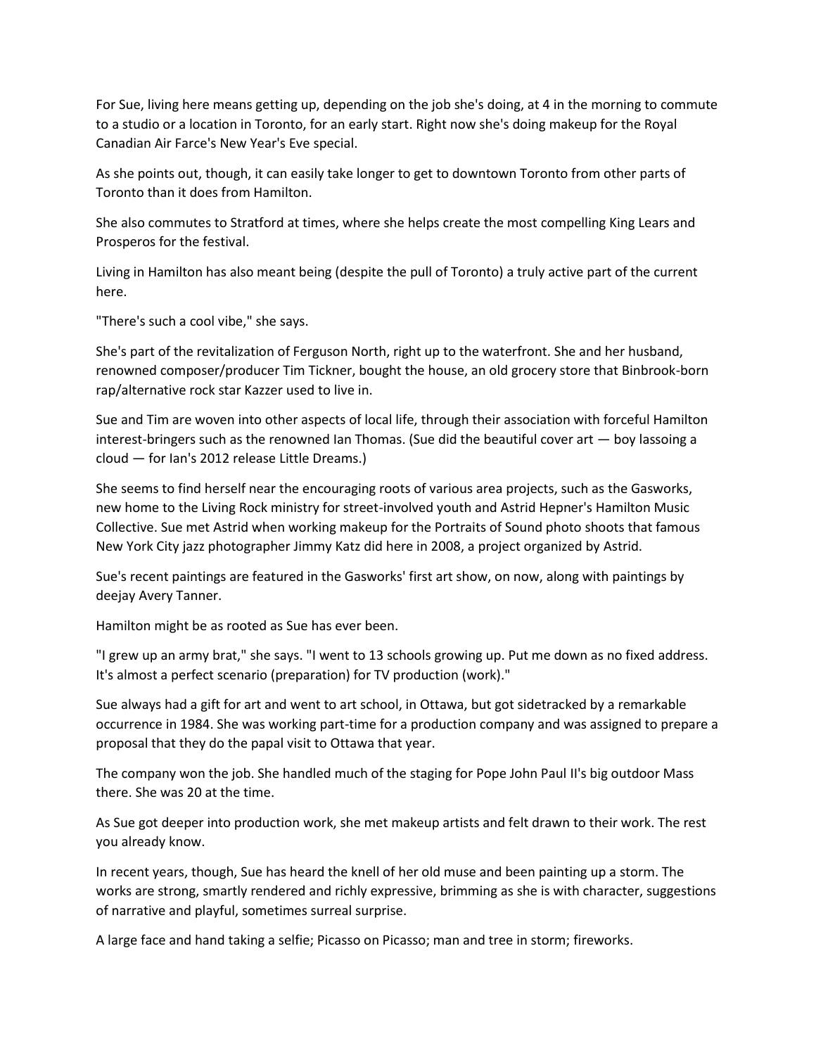For Sue, living here means getting up, depending on the job she's doing, at 4 in the morning to commute to a studio or a location in Toronto, for an early start. Right now she's doing makeup for the Royal Canadian Air Farce's New Year's Eve special.

As she points out, though, it can easily take longer to get to downtown Toronto from other parts of Toronto than it does from Hamilton.

She also commutes to Stratford at times, where she helps create the most compelling King Lears and Prosperos for the festival.

Living in Hamilton has also meant being (despite the pull of Toronto) a truly active part of the current here.

"There's such a cool vibe," she says.

She's part of the revitalization of Ferguson North, right up to the waterfront. She and her husband, renowned composer/producer Tim Tickner, bought the house, an old grocery store that Binbrook-born rap/alternative rock star Kazzer used to live in.

Sue and Tim are woven into other aspects of local life, through their association with forceful Hamilton interest-bringers such as the renowned Ian Thomas. (Sue did the beautiful cover art — boy lassoing a cloud — for Ian's 2012 release Little Dreams.)

She seems to find herself near the encouraging roots of various area projects, such as the Gasworks, new home to the Living Rock ministry for street-involved youth and Astrid Hepner's Hamilton Music Collective. Sue met Astrid when working makeup for the Portraits of Sound photo shoots that famous New York City jazz photographer Jimmy Katz did here in 2008, a project organized by Astrid.

Sue's recent paintings are featured in the Gasworks' first art show, on now, along with paintings by deejay Avery Tanner.

Hamilton might be as rooted as Sue has ever been.

"I grew up an army brat," she says. "I went to 13 schools growing up. Put me down as no fixed address. It's almost a perfect scenario (preparation) for TV production (work)."

Sue always had a gift for art and went to art school, in Ottawa, but got sidetracked by a remarkable occurrence in 1984. She was working part-time for a production company and was assigned to prepare a proposal that they do the papal visit to Ottawa that year.

The company won the job. She handled much of the staging for Pope John Paul II's big outdoor Mass there. She was 20 at the time.

As Sue got deeper into production work, she met makeup artists and felt drawn to their work. The rest you already know.

In recent years, though, Sue has heard the knell of her old muse and been painting up a storm. The works are strong, smartly rendered and richly expressive, brimming as she is with character, suggestions of narrative and playful, sometimes surreal surprise.

A large face and hand taking a selfie; Picasso on Picasso; man and tree in storm; fireworks.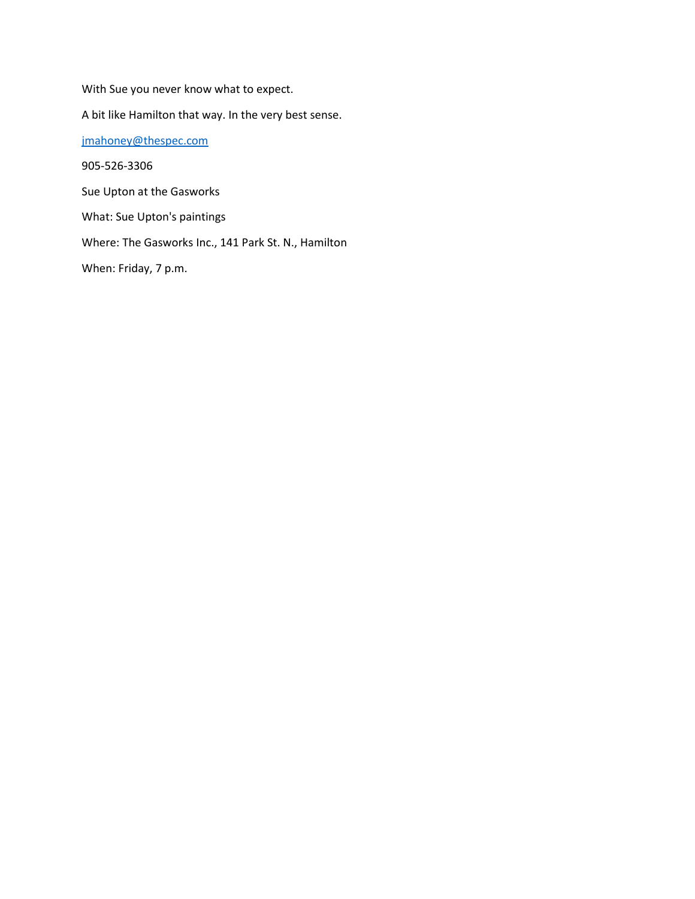With Sue you never know what to expect.

A bit like Hamilton that way. In the very best sense.

jmahoney@thespec.com

905-526-3306

Sue Upton at the Gasworks

What: Sue Upton's paintings

Where: The Gasworks Inc., 141 Park St. N., Hamilton

When: Friday, 7 p.m.